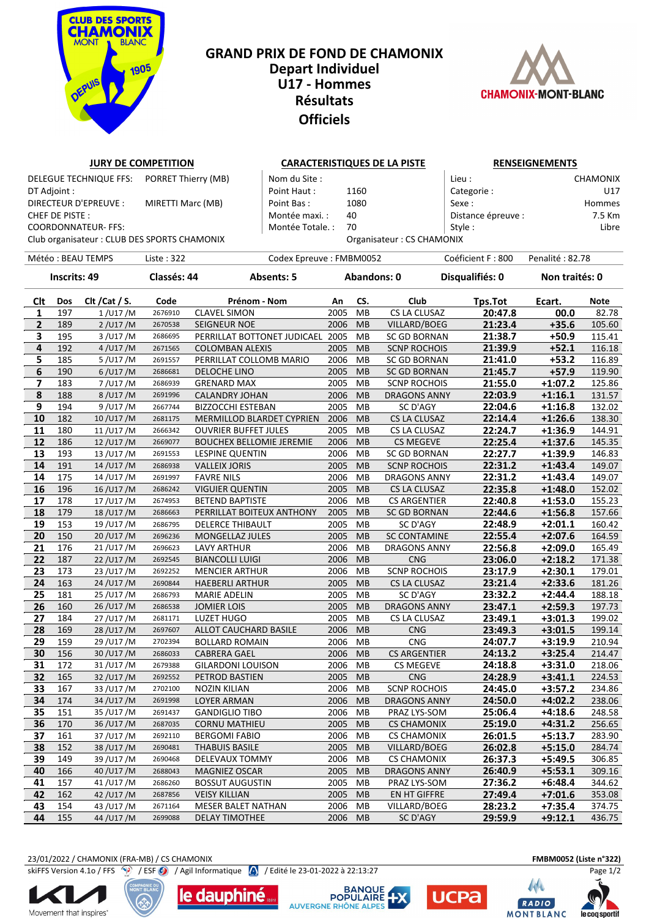# GRAND PRIX DE FOND DE CHAMONIX
## Depart Individuel
## U17 - Hommes
## Résultats
## Officiels

**JURY DE COMPETITION**

DELEGUE TECHNIQUE FFS: PORRET Thierry (MB)
DT Adjoint :
DIRECTEUR D'EPREUVE : MIRETTI Marc (MB)
CHEF DE PISTE :
COORDONNATEUR- FFS:
Club organisateur : CLUB DES SPORTS CHAMONIX

**CARACTERISTIQUES DE LA PISTE**

Nom du Site :
Point Haut : 1160
Point Bas : 1080
Montée maxi. : 40
Montée Totale. : 70
Organisateur : CS CHAMONIX

**RENSEIGNEMENTS**

Lieu : CHAMONIX
Categorie : U17
Sexe : Hommes
Distance épreuve : 7.5 Km
Style : Libre

Météo : BEAU TEMPS | Liste : 322 | Codex Epreuve : FMBM0052 | Coéficient F : 800 | Penalité : 82.78

**Inscrits: 49** | **Classés: 44** | **Absents: 5** | **Abandons: 0** | **Disqualifiés: 0** | **Non traités: 0**

| Clt | Dos | Clt /Cat / S. | Code | Prénom - Nom | An | CS. | Club | Tps.Tot | Ecart. | Note |
|---|---|---|---|---|---|---|---|---|---|---|
| 1 | 197 | 1 /U17 /M | 2676910 | CLAVEL SIMON | 2005 | MB | CS LA CLUSAZ | 20:47.8 | 00.0 | 82.78 |
| 2 | 189 | 2 /U17 /M | 2670538 | SEIGNEUR NOE | 2006 | MB | VILLARD/BOEG | 21:23.4 | +35.6 | 105.60 |
| 3 | 195 | 3 /U17 /M | 2686695 | PERRILLAT BOTTONET JUDICAEL | 2005 | MB | SC GD BORNAN | 21:38.7 | +50.9 | 115.41 |
| 4 | 192 | 4 /U17 /M | 2671565 | COLOMBAN ALEXIS | 2005 | MB | SCNP ROCHOIS | 21:39.9 | +52.1 | 116.18 |
| 5 | 185 | 5 /U17 /M | 2691557 | PERRILLAT COLLOMB MARIO | 2006 | MB | SC GD BORNAN | 21:41.0 | +53.2 | 116.89 |
| 6 | 190 | 6 /U17 /M | 2686681 | DELOCHE LINO | 2005 | MB | SC GD BORNAN | 21:45.7 | +57.9 | 119.90 |
| 7 | 183 | 7 /U17 /M | 2686939 | GRENARD MAX | 2005 | MB | SCNP ROCHOIS | 21:55.0 | +1:07.2 | 125.86 |
| 8 | 188 | 8 /U17 /M | 2691996 | CALANDRY JOHAN | 2006 | MB | DRAGONS ANNY | 22:03.9 | +1:16.1 | 131.57 |
| 9 | 194 | 9 /U17 /M | 2667744 | BIZZOCCHI ESTEBAN | 2005 | MB | SC D'AGY | 22:04.6 | +1:16.8 | 132.02 |
| 10 | 182 | 10 /U17 /M | 2681175 | MERMILLOD BLARDET CYPRIEN | 2006 | MB | CS LA CLUSAZ | 22:14.4 | +1:26.6 | 138.30 |
| 11 | 180 | 11 /U17 /M | 2666342 | OUVRIER BUFFET JULES | 2005 | MB | CS LA CLUSAZ | 22:24.7 | +1:36.9 | 144.91 |
| 12 | 186 | 12 /U17 /M | 2669077 | BOUCHEX BELLOMIE JEREMIE | 2006 | MB | CS MEGEVE | 22:25.4 | +1:37.6 | 145.35 |
| 13 | 193 | 13 /U17 /M | 2691553 | LESPINE QUENTIN | 2006 | MB | SC GD BORNAN | 22:27.7 | +1:39.9 | 146.83 |
| 14 | 191 | 14 /U17 /M | 2686938 | VALLEIX JORIS | 2005 | MB | SCNP ROCHOIS | 22:31.2 | +1:43.4 | 149.07 |
| 14 | 175 | 14 /U17 /M | 2691997 | FAVRE NILS | 2006 | MB | DRAGONS ANNY | 22:31.2 | +1:43.4 | 149.07 |
| 16 | 196 | 16 /U17 /M | 2686242 | VIGUIER QUENTIN | 2005 | MB | CS LA CLUSAZ | 22:35.8 | +1:48.0 | 152.02 |
| 17 | 178 | 17 /U17 /M | 2674953 | BETEND BAPTISTE | 2006 | MB | CS ARGENTIER | 22:40.8 | +1:53.0 | 155.23 |
| 18 | 179 | 18 /U17 /M | 2686663 | PERRILLAT BOITEUX ANTHONY | 2005 | MB | SC GD BORNAN | 22:44.6 | +1:56.8 | 157.66 |
| 19 | 153 | 19 /U17 /M | 2686795 | DELERCE THIBAULT | 2005 | MB | SC D'AGY | 22:48.9 | +2:01.1 | 160.42 |
| 20 | 150 | 20 /U17 /M | 2696236 | MONGELLAZ JULES | 2005 | MB | SC CONTAMINE | 22:55.4 | +2:07.6 | 164.59 |
| 21 | 176 | 21 /U17 /M | 2696623 | LAVY ARTHUR | 2006 | MB | DRAGONS ANNY | 22:56.8 | +2:09.0 | 165.49 |
| 22 | 187 | 22 /U17 /M | 2692545 | BIANCOLLI LUIGI | 2006 | MB | CNG | 23:06.0 | +2:18.2 | 171.38 |
| 23 | 173 | 23 /U17 /M | 2692252 | MENCIER ARTHUR | 2006 | MB | SCNP ROCHOIS | 23:17.9 | +2:30.1 | 179.01 |
| 24 | 163 | 24 /U17 /M | 2690844 | HAEBERLI ARTHUR | 2005 | MB | CS LA CLUSAZ | 23:21.4 | +2:33.6 | 181.26 |
| 25 | 181 | 25 /U17 /M | 2686793 | MARIE ADELIN | 2005 | MB | SC D'AGY | 23:32.2 | +2:44.4 | 188.18 |
| 26 | 160 | 26 /U17 /M | 2686538 | JOMIER LOIS | 2005 | MB | DRAGONS ANNY | 23:47.1 | +2:59.3 | 197.73 |
| 27 | 184 | 27 /U17 /M | 2681171 | LUZET HUGO | 2005 | MB | CS LA CLUSAZ | 23:49.1 | +3:01.3 | 199.02 |
| 28 | 169 | 28 /U17 /M | 2697607 | ALLOT CAUCHARD BASILE | 2006 | MB | CNG | 23:49.3 | +3:01.5 | 199.14 |
| 29 | 159 | 29 /U17 /M | 2702394 | BOLLARD ROMAIN | 2006 | MB | CNG | 24:07.7 | +3:19.9 | 210.94 |
| 30 | 156 | 30 /U17 /M | 2686033 | CABRERA GAEL | 2006 | MB | CS ARGENTIER | 24:13.2 | +3:25.4 | 214.47 |
| 31 | 172 | 31 /U17 /M | 2679388 | GILARDONI LOUISON | 2006 | MB | CS MEGEVE | 24:18.8 | +3:31.0 | 218.06 |
| 32 | 165 | 32 /U17 /M | 2692552 | PETROD BASTIEN | 2005 | MB | CNG | 24:28.9 | +3:41.1 | 224.53 |
| 33 | 167 | 33 /U17 /M | 2702100 | NOZIN KILIAN | 2006 | MB | SCNP ROCHOIS | 24:45.0 | +3:57.2 | 234.86 |
| 34 | 174 | 34 /U17 /M | 2691998 | LOYER ARMAN | 2006 | MB | DRAGONS ANNY | 24:50.0 | +4:02.2 | 238.06 |
| 35 | 151 | 35 /U17 /M | 2691437 | GANDIGLIO TIBO | 2006 | MB | PRAZ LYS-SOM | 25:06.4 | +4:18.6 | 248.58 |
| 36 | 170 | 36 /U17 /M | 2687035 | CORNU MATHIEU | 2005 | MB | CS CHAMONIX | 25:19.0 | +4:31.2 | 256.65 |
| 37 | 161 | 37 /U17 /M | 2692110 | BERGOMI FABIO | 2006 | MB | CS CHAMONIX | 26:01.5 | +5:13.7 | 283.90 |
| 38 | 152 | 38 /U17 /M | 2690481 | THABUIS BASILE | 2005 | MB | VILLARD/BOEG | 26:02.8 | +5:15.0 | 284.74 |
| 39 | 149 | 39 /U17 /M | 2690468 | DELEVAUX TOMMY | 2006 | MB | CS CHAMONIX | 26:37.3 | +5:49.5 | 306.85 |
| 40 | 166 | 40 /U17 /M | 2688043 | MAGNIEZ OSCAR | 2005 | MB | DRAGONS ANNY | 26:40.9 | +5:53.1 | 309.16 |
| 41 | 157 | 41 /U17 /M | 2686260 | BOSSUT AUGUSTIN | 2005 | MB | PRAZ LYS-SOM | 27:36.2 | +6:48.4 | 344.62 |
| 42 | 162 | 42 /U17 /M | 2687856 | VEISY KILLIAN | 2005 | MB | EN HT GIFFRE | 27:49.4 | +7:01.6 | 353.08 |
| 43 | 154 | 43 /U17 /M | 2671164 | MESER BALET NATHAN | 2006 | MB | VILLARD/BOEG | 28:23.2 | +7:35.4 | 374.75 |
| 44 | 155 | 44 /U17 /M | 2699088 | DELAY TIMOTHEE | 2006 | MB | SC D'AGY | 29:59.9 | +9:12.1 | 436.75 |

23/01/2022 / CHAMONIX (FRA-MB) / CS CHAMONIX — FMBM0052 (Liste n°322)
skiFFS Version 4.1o / FFS / ESF / Agil Informatique / Edité le 23-01-2022 à 22:13:27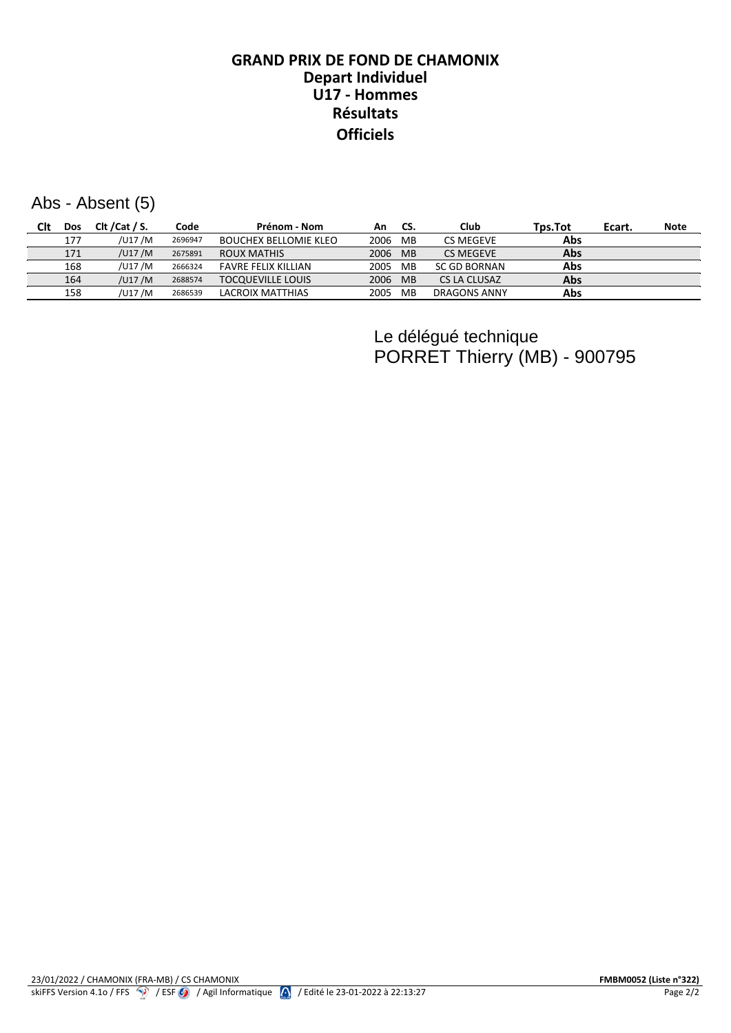# GRAND PRIX DE FOND DE CHAMONIX
## Depart Individuel
## U17 - Hommes
## Résultats
## Officiels

Abs - Absent (5)

| Clt | Dos | Clt /Cat / S. | Code | Prénom - Nom | An | CS. | Club | Tps.Tot | Ecart. | Note |
|---|---|---|---|---|---|---|---|---|---|---|
| | 177 | /U17 /M | 2696947 | BOUCHEX BELLOMIE KLEO | 2006 | MB | CS MEGEVE | Abs | | |
| | 171 | /U17 /M | 2675891 | ROUX MATHIS | 2006 | MB | CS MEGEVE | Abs | | |
| | 168 | /U17 /M | 2666324 | FAVRE FELIX KILLIAN | 2005 | MB | SC GD BORNAN | Abs | | |
| | 164 | /U17 /M | 2688574 | TOCQUEVILLE LOUIS | 2006 | MB | CS LA CLUSAZ | Abs | | |
| | 158 | /U17 /M | 2686539 | LACROIX MATTHIAS | 2005 | MB | DRAGONS ANNY | Abs | | |

Le délégué technique
PORRET Thierry (MB) - 900795

23/01/2022 / CHAMONIX (FRA-MB) / CS CHAMONIX
skiFFS Version 4.1o / FFS / ESF / Agil Informatique / Edité le 23-01-2022 à 22:13:27

FMBM0052 (Liste n°322)